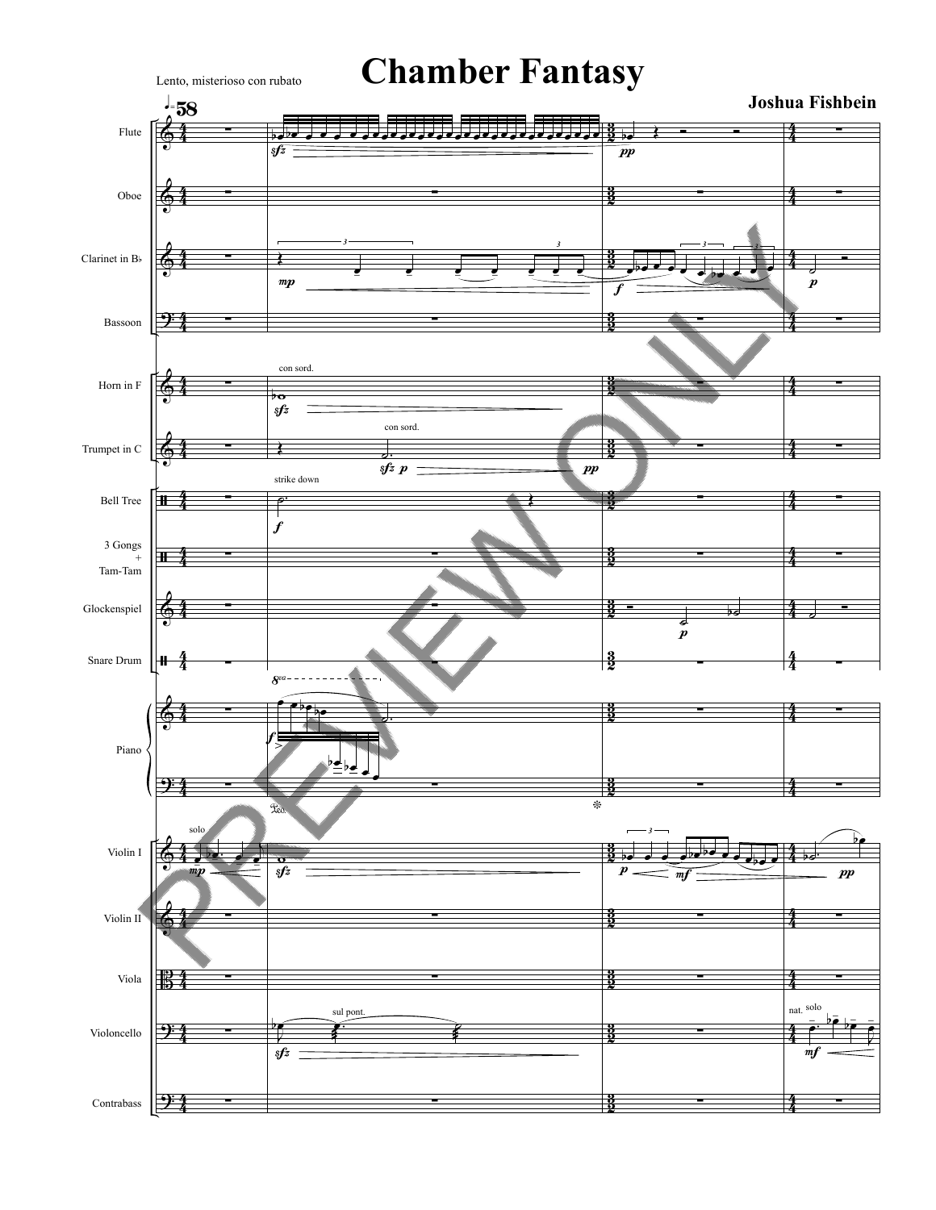# Chamber Fantasy

Lento, misterioso con rubato

**Joshua Fishbein**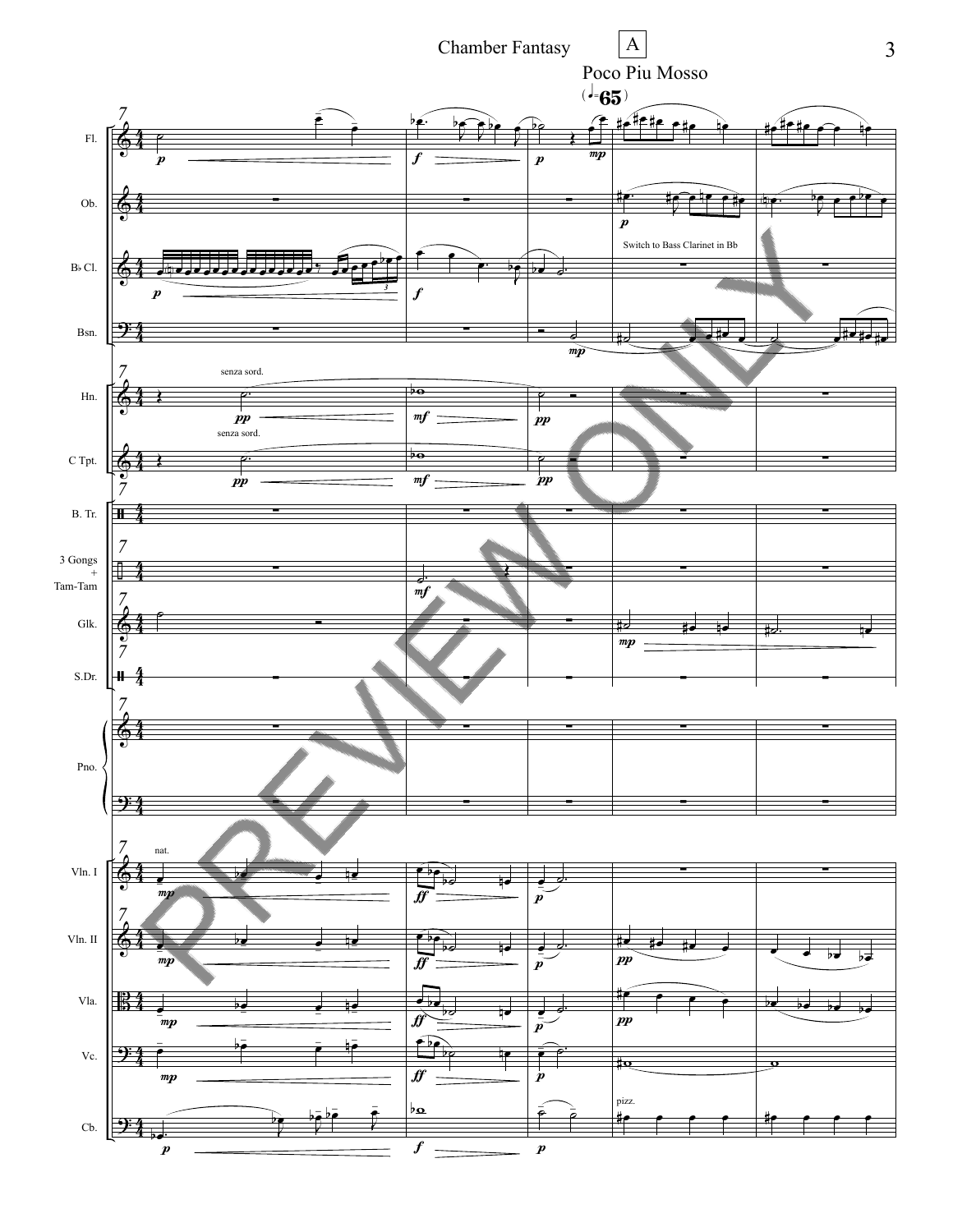A

Poco Piu Mosso

(♩=65)

Fl.

Ob.

B♭ Cl.

Switch to Bass Clarinet in Bb

Bsn.

Hn.

senza sord.

C Tpt.

senza sord.

B. Tr.

3 Gongs + Tam-Tam

Glk.

S.Dr.

Pno.

Vln. I

nat.

Vln. II

Vla.

Vc.

Cb.

pizz.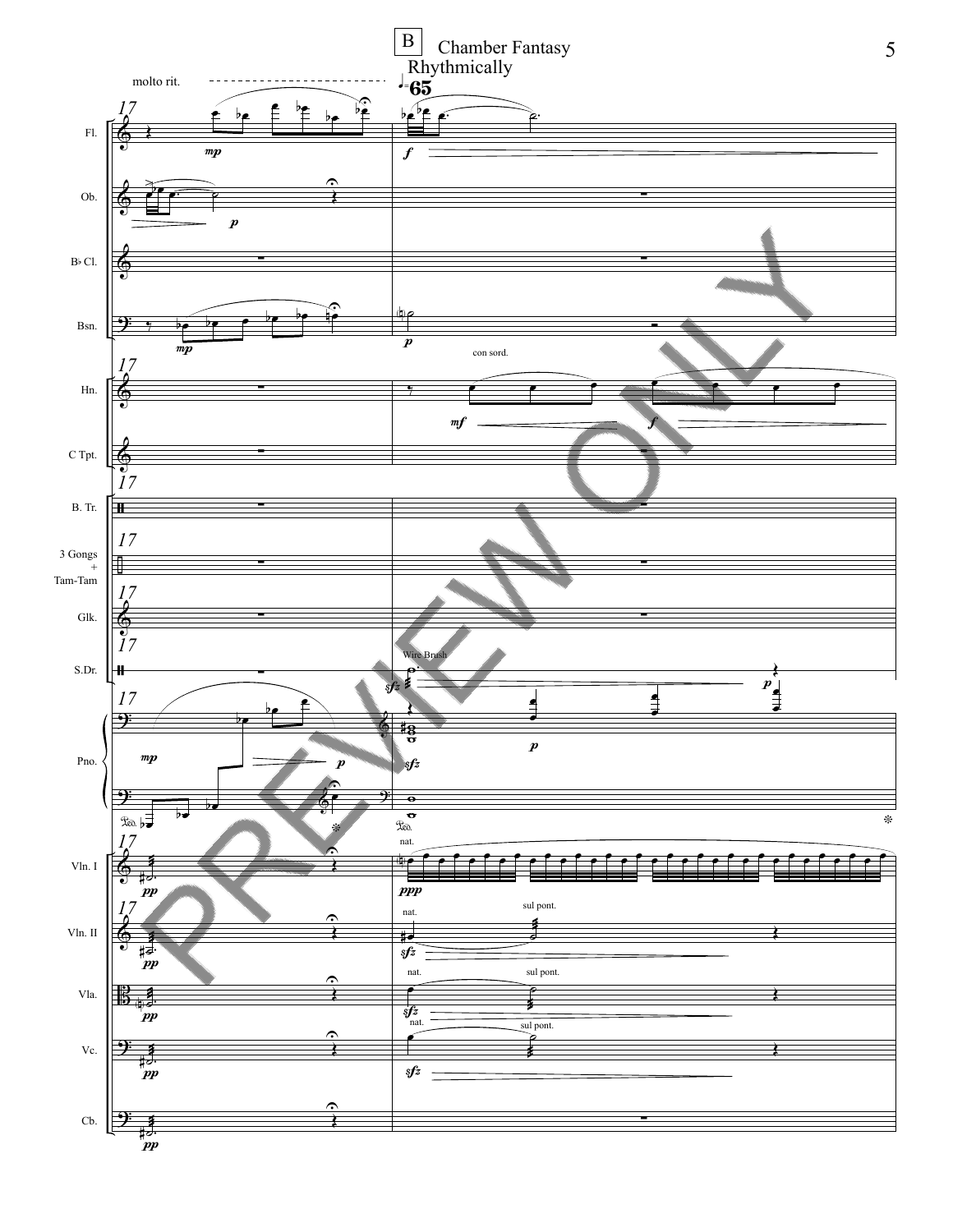B

Rhythmically

♩=65

molto rit.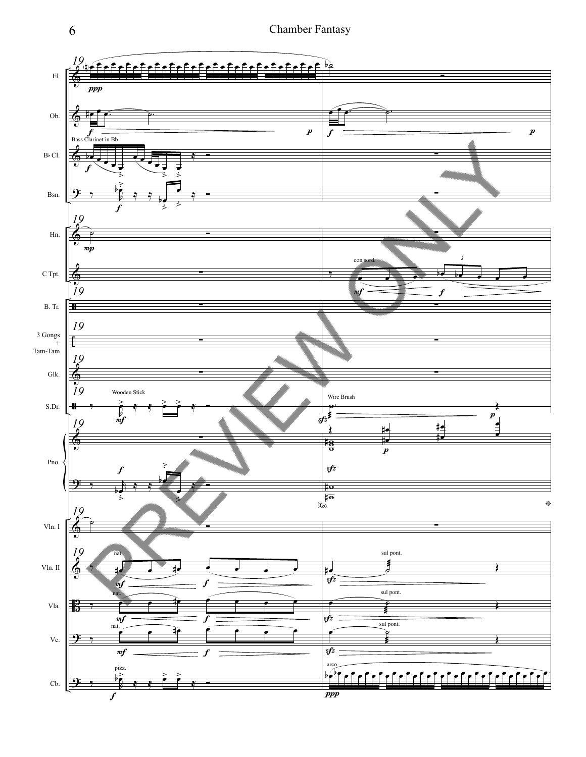Fl.

Ob.

B♭ Cl.

Bsn.

Hn.

C Tpt.

B. Tr.

3 Gongs + Tam-Tam

Glk.

S.Dr.

Pno.

Vln. I

Vln. II

Vla.

Vc.

Cb.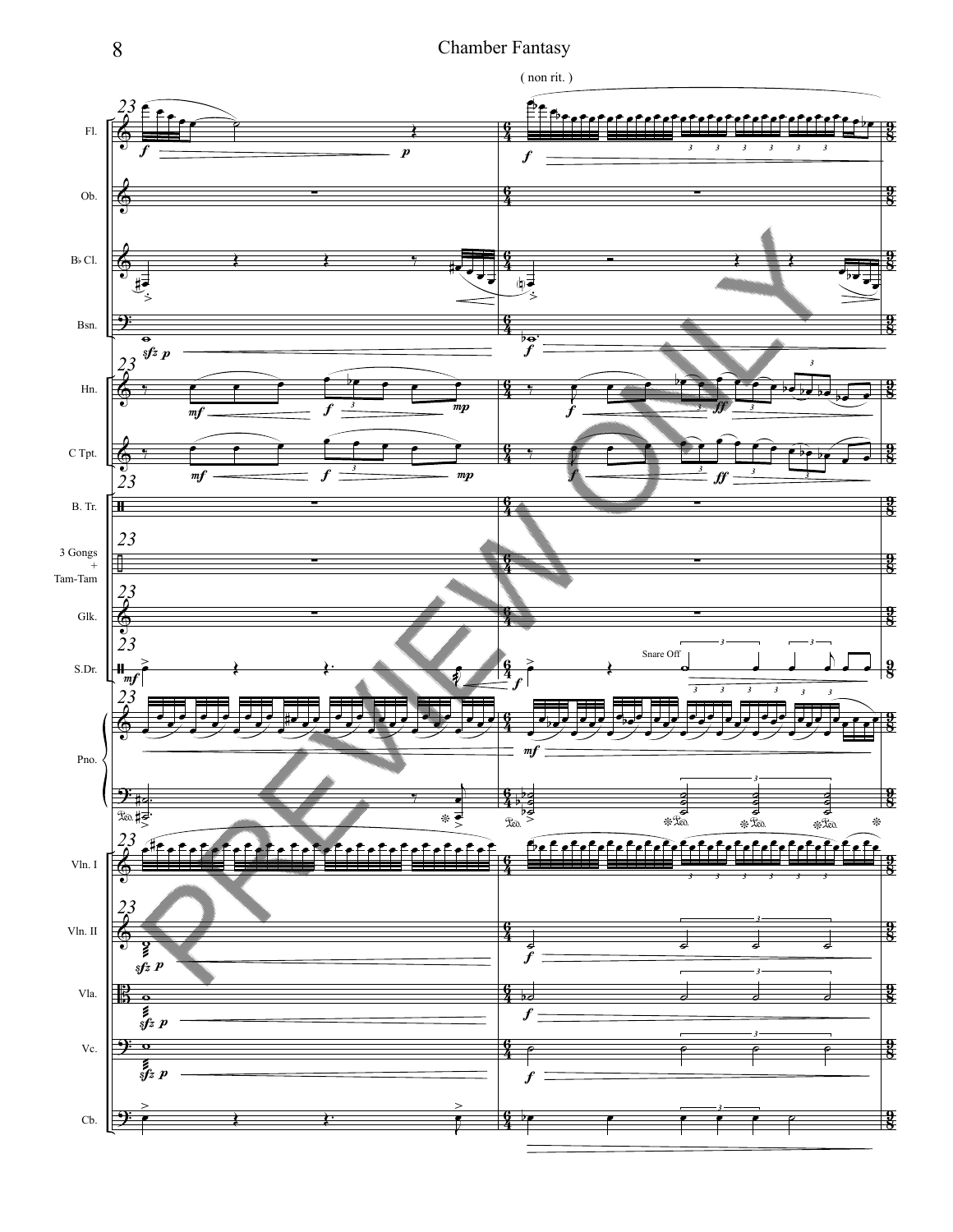( non rit. )

Fl.

Ob.

B♭ Cl.

Bsn.

Hn.

C Tpt.

B. Tr.

3 Gongs + Tam-Tam

Glk.

Snare Off

S.Dr.

Pno.

Vln. I

Vln. II

Vla.

Vc.

Cb.

PREVIEW ONLY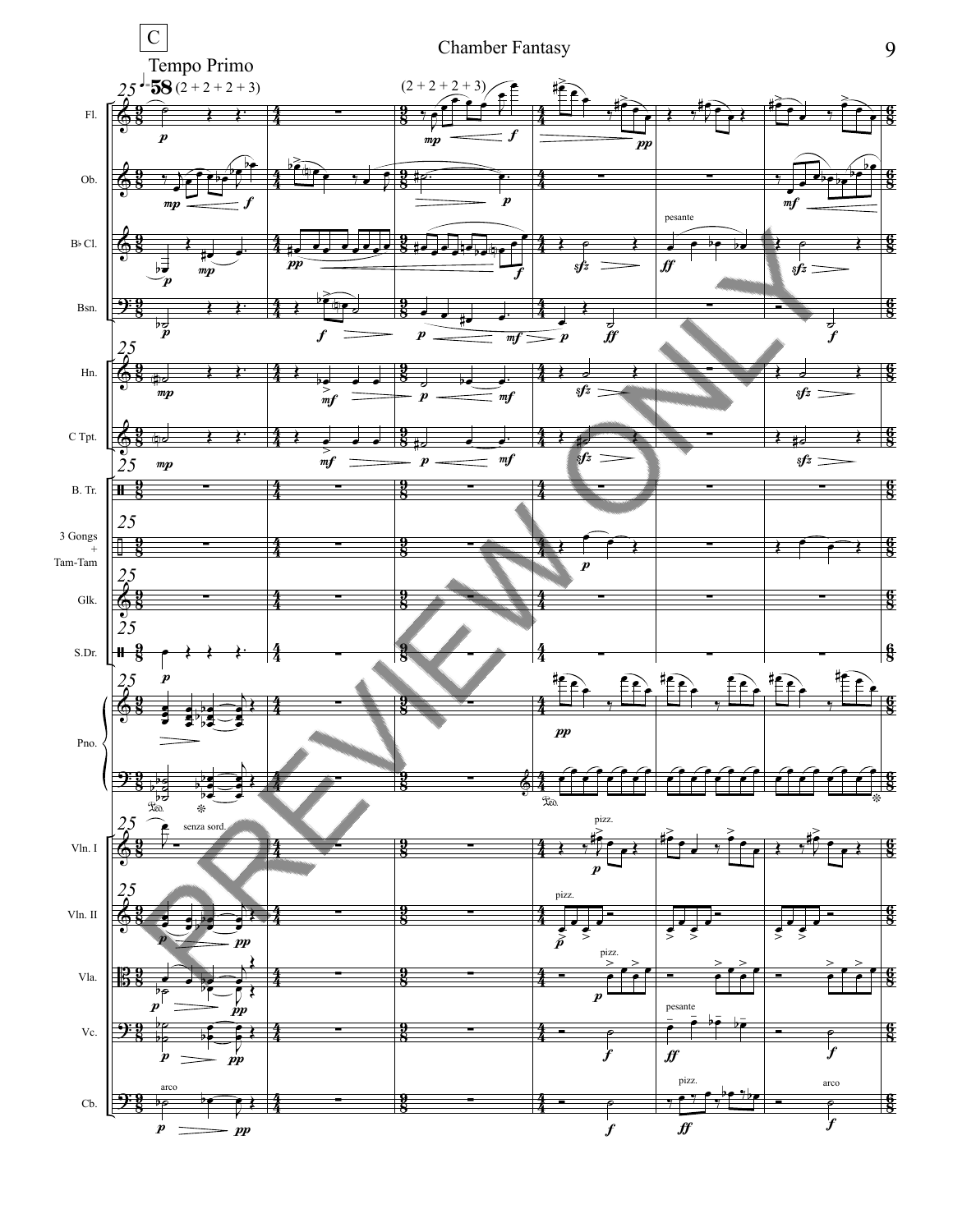C

Tempo Primo

♩=58 (2 + 2 + 2 + 3)

(2 + 2 + 2 + 3)

Fl.

Ob.

B♭ Cl.

Bsn.

Hn.

C Tpt.

B. Tr.

3 Gongs + Tam-Tam

Glk.

S.Dr.

Pno.

Vln. I

Vln. II

Vla.

Vc.

Cb.

pesante

senza sord.

pizz.

arco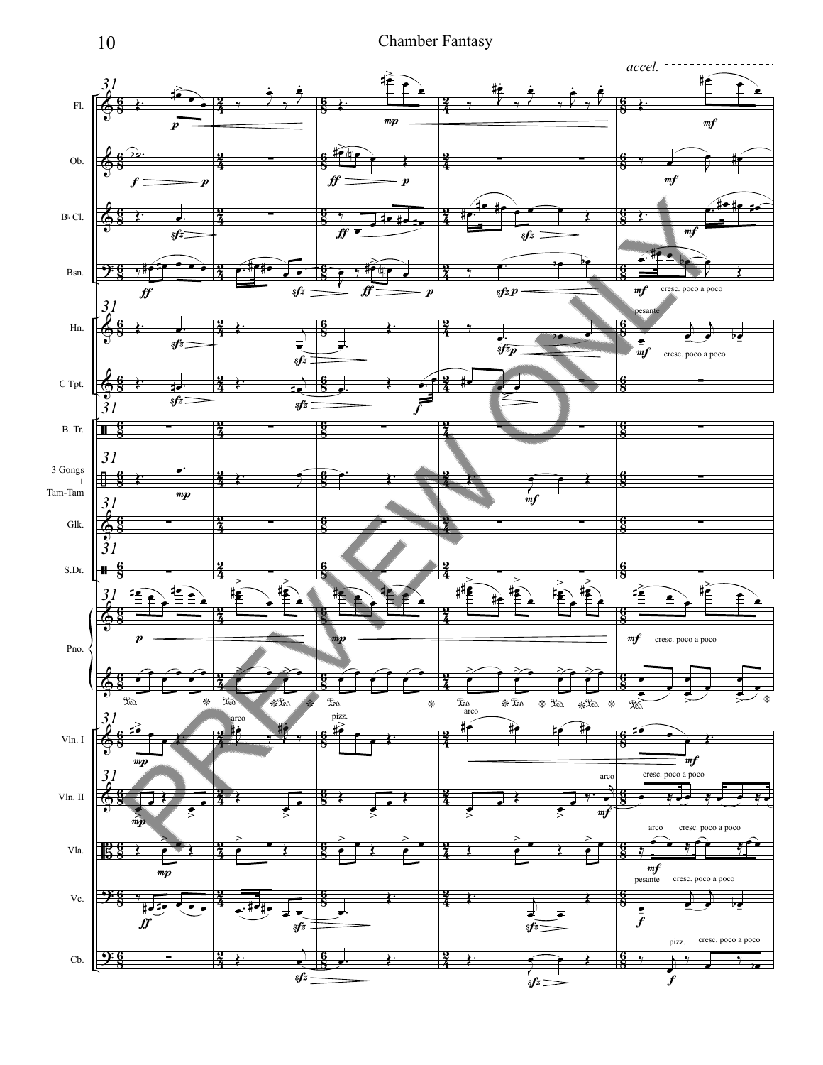*accel.*

31

Fl.

Ob.

B♭ Cl.

Bsn.

Hn.

C Tpt.

B. Tr.

3 Gongs + Tam-Tam

Glk.

S.Dr.

Pno.

Vln. I

Vln. II

Vla.

Vc.

Cb.

*cresc. poco a poco*

*pesante*

arco

pizz.

PREVIEW ONLY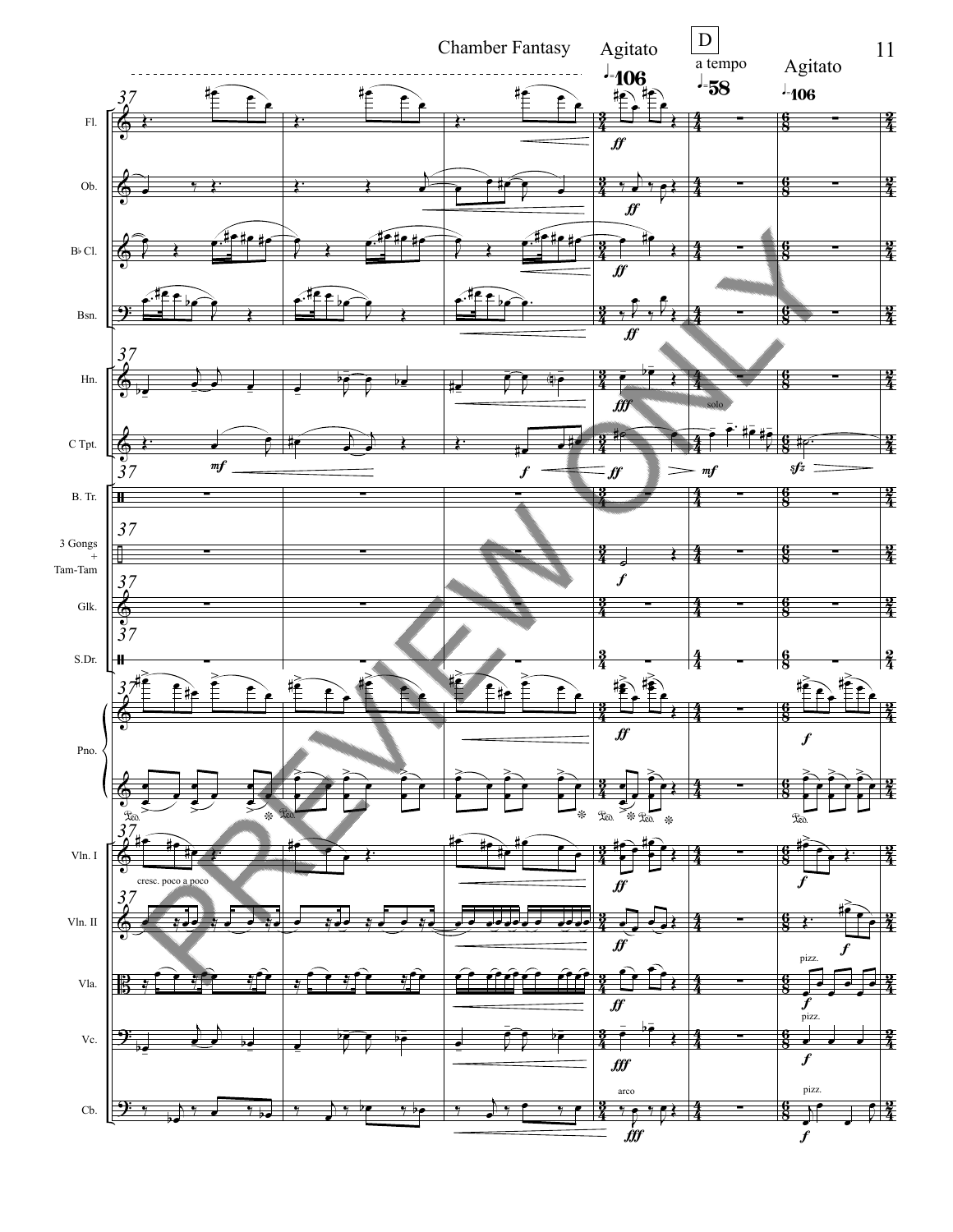Chamber Fantasy

Agitato ♩=106

D

a tempo ♩=58

Agitato ♩=106

37

Fl.

Ob.

B♭ Cl.

Bsn.

Hn.

C Tpt.

B. Tr.

3 Gongs + Tam-Tam

Glk.

S.Dr.

Pno.

Vln. I

Vln. II

Vla.

Vc.

Cb.

*ff* *fff* *mf* *f* *sfz*

solo

cresc. poco a poco

pizz.

arco

PREVIEW ONLY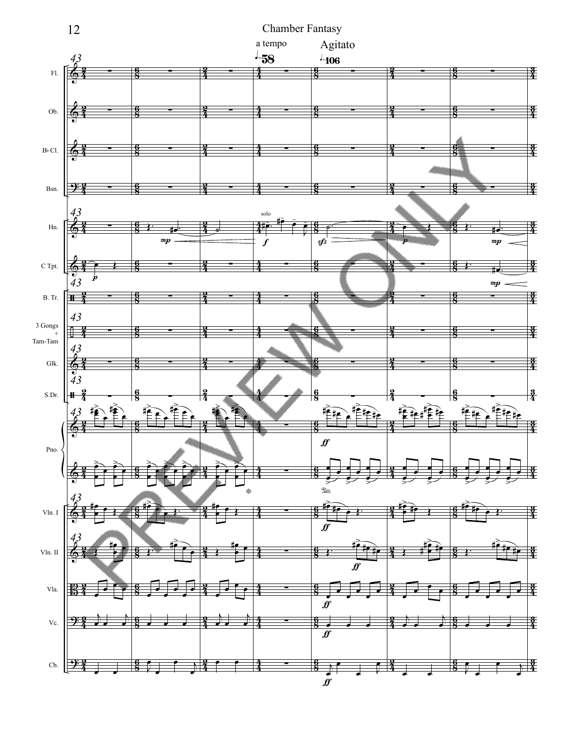a tempo

♩=58

Agitato

♩.=106

solo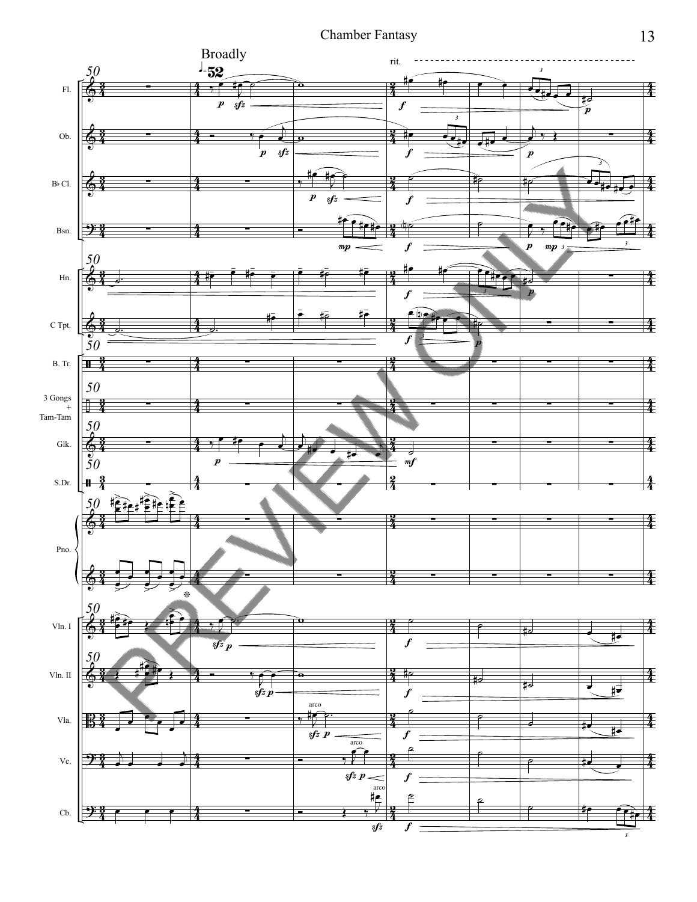Broadly

♩= 52

rit.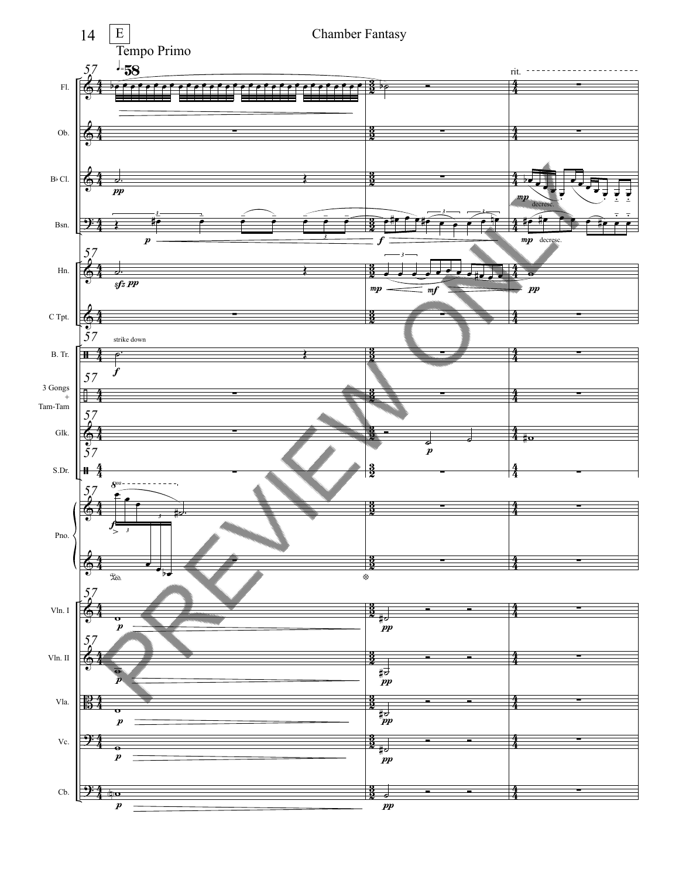E

Tempo Primo

♩=58

rit.

strike down

decresc.

decresc.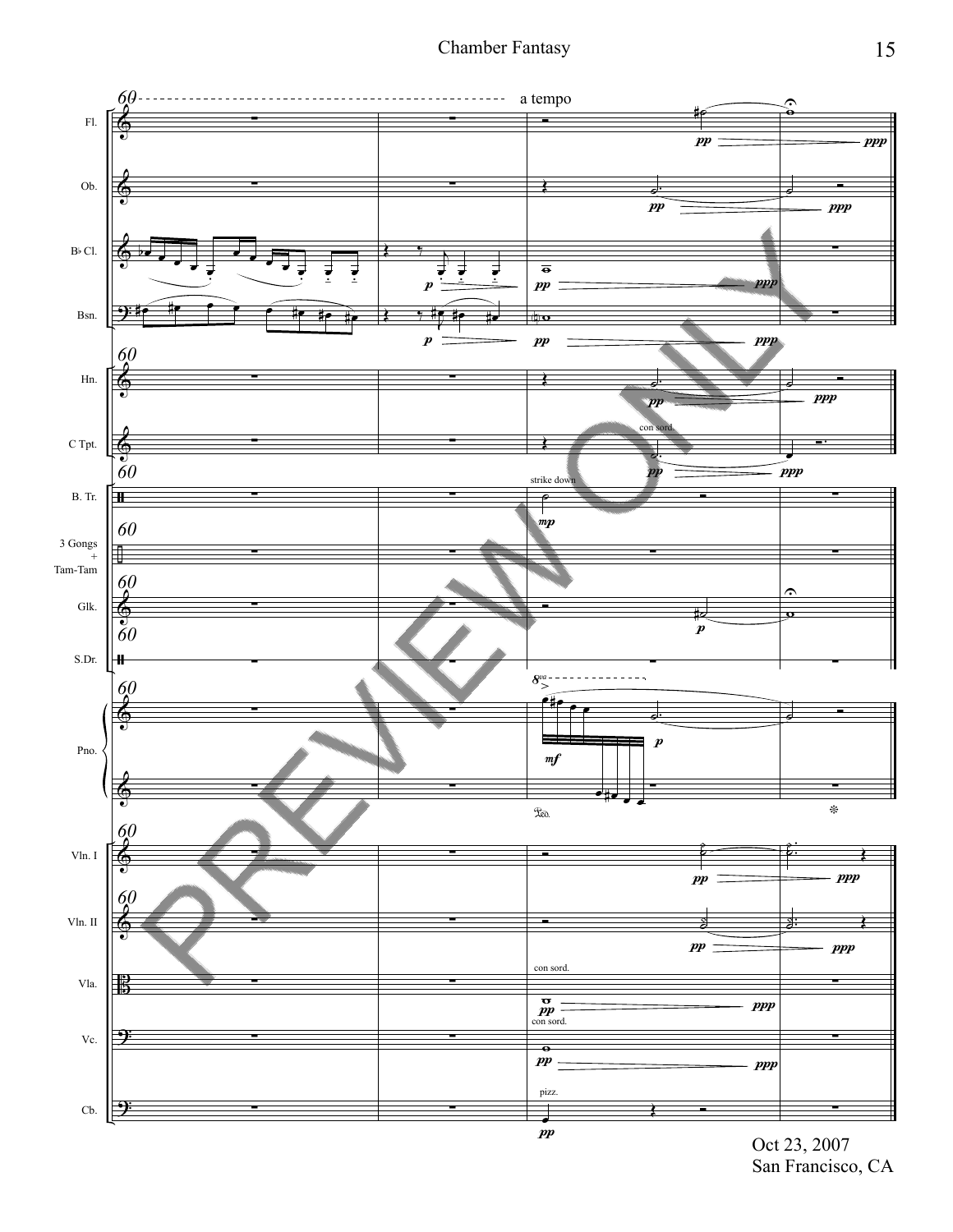Oct 23, 2007
San Francisco, CA